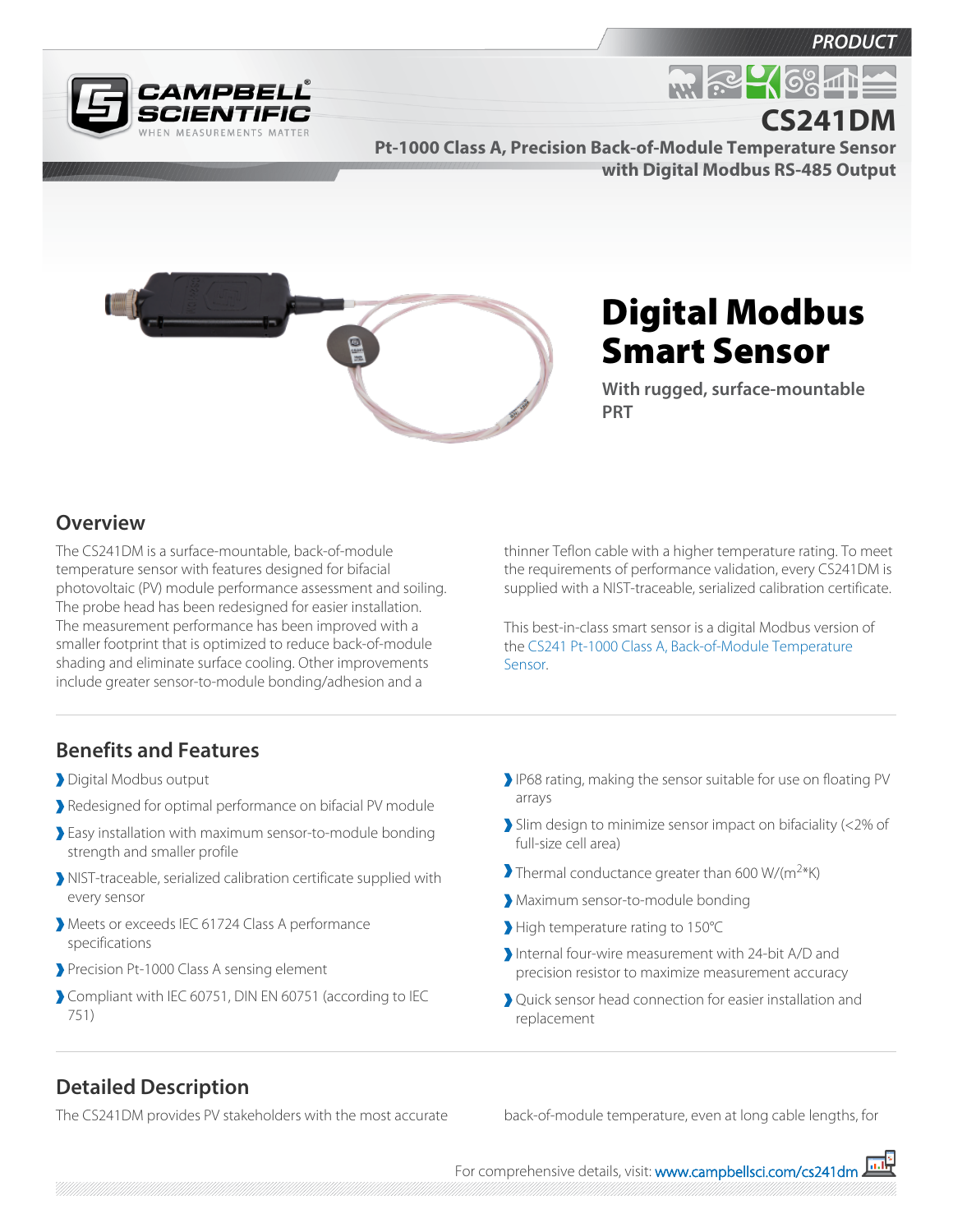PRODUCT

# CS241DM

**Pt-1000 Class A, Precision Back-of-Module Temperature Sensor with Digital Modbus RS-485 Output**

# Digital Modbus Smart Sensor

**With rugged, surface-mountable PRT**

## Overview

The CS241DM is a surface-mountable, back-of-module temperature sensor with features designed for bifacial photovoltaic (PV) module performance assessment and soiling. The probe head has been redesigned for easier installation. The measurement performance has been improved with a smaller footprint that is optimized to reduce back-of-module shading and eliminate surface cooling. Other improvements include greater sensor-to-module bonding/adhesion and a thinner Teflon cable with a higher temperature rating. To meet the requirements of performance validation, every CS241DM is supplied with a NIST-traceable, serialized calibration certificate.

This best-in-class smart sensor is a digital Modbus version of the CS241 Pt-1000 Class A, Back-of-Module Temperature Sensor.

## Benefits and Features

- Digital Modbus output
- Redesigned for optimal performance on bifacial PV module
- Easy installation with maximum sensor-to-module bonding strength and smaller profile
- NIST-traceable, serialized calibration certificate supplied with every sensor
- Meets or exceeds IEC 61724 Class A performance specifications
- Precision Pt-1000 Class A sensing element
- Compliant with IEC 60751, DIN EN 60751 (according to IEC 751)
- IP68 rating, making the sensor suitable for use on floating PV arrays
- Slim design to minimize sensor impact on bifaciality (<2% of full-size cell area)
- Thermal conductance greater than 600 W/(m$^2$*K)
- Maximum sensor-to-module bonding
- High temperature rating to 150°C
- Internal four-wire measurement with 24-bit A/D and precision resistor to maximize measurement accuracy
- Quick sensor head connection for easier installation and replacement

## Detailed Description

The CS241DM provides PV stakeholders with the most accurate back-of-module temperature, even at long cable lengths, for

For comprehensive details, visit: www.campbellsci.com/cs241dm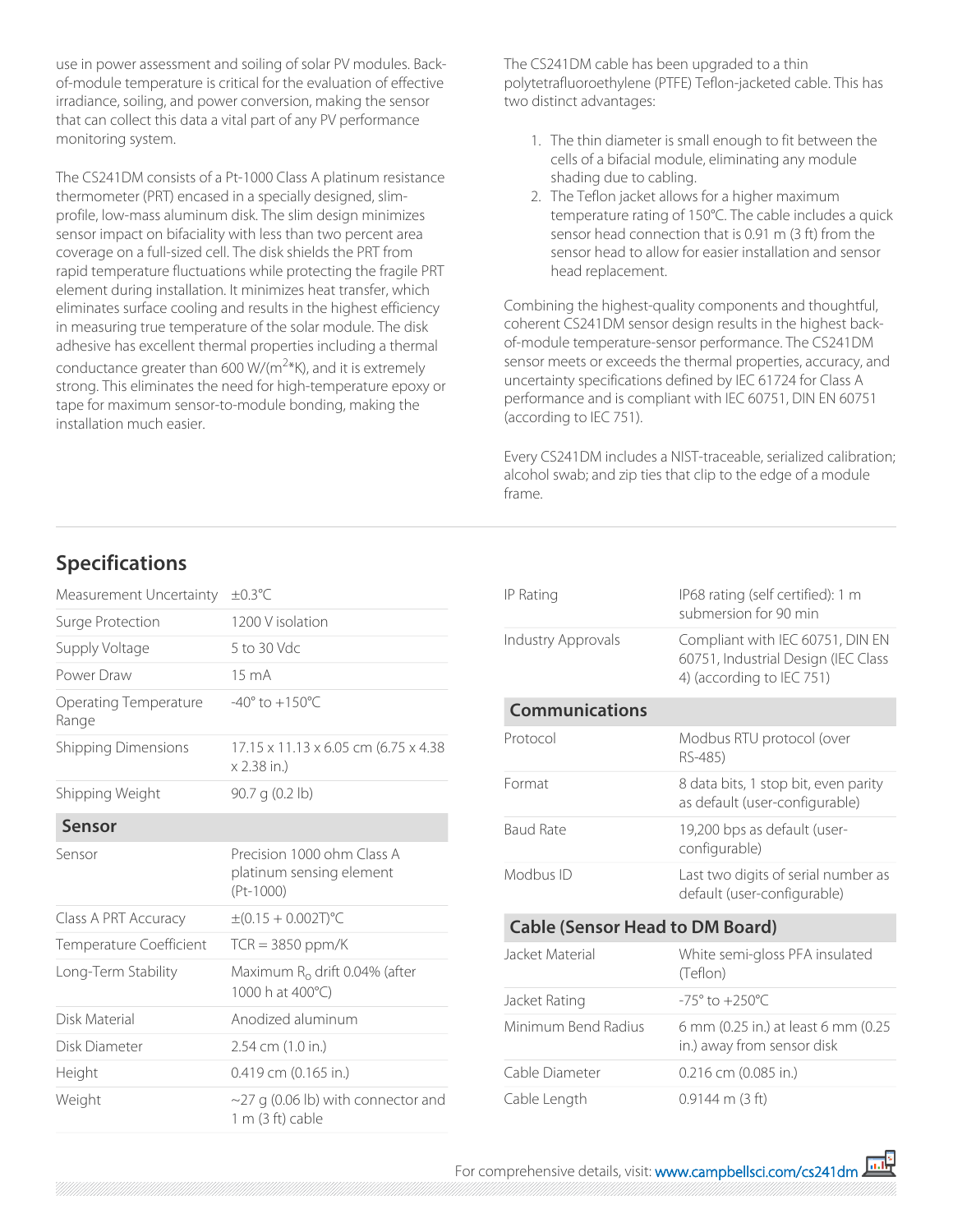use in power assessment and soiling of solar PV modules. Back-of-module temperature is critical for the evaluation of effective irradiance, soiling, and power conversion, making the sensor that can collect this data a vital part of any PV performance monitoring system.

The CS241DM consists of a Pt-1000 Class A platinum resistance thermometer (PRT) encased in a specially designed, slim-profile, low-mass aluminum disk. The slim design minimizes sensor impact on bifaciality with less than two percent area coverage on a full-sized cell. The disk shields the PRT from rapid temperature fluctuations while protecting the fragile PRT element during installation. It minimizes heat transfer, which eliminates surface cooling and results in the highest efficiency in measuring true temperature of the solar module. The disk adhesive has excellent thermal properties including a thermal conductance greater than 600 W/($m^2$*K), and it is extremely strong. This eliminates the need for high-temperature epoxy or tape for maximum sensor-to-module bonding, making the installation much easier.

The CS241DM cable has been upgraded to a thin polytetrafluoroethylene (PTFE) Teflon-jacketed cable. This has two distinct advantages:

1. The thin diameter is small enough to fit between the cells of a bifacial module, eliminating any module shading due to cabling.
2. The Teflon jacket allows for a higher maximum temperature rating of 150°C. The cable includes a quick sensor head connection that is 0.91 m (3 ft) from the sensor head to allow for easier installation and sensor head replacement.

Combining the highest-quality components and thoughtful, coherent CS241DM sensor design results in the highest back-of-module temperature-sensor performance. The CS241DM sensor meets or exceeds the thermal properties, accuracy, and uncertainty specifications defined by IEC 61724 for Class A performance and is compliant with IEC 60751, DIN EN 60751 (according to IEC 751).

Every CS241DM includes a NIST-traceable, serialized calibration; alcohol swab; and zip ties that clip to the edge of a module frame.

## Specifications

| | |
|---|---|
| Measurement Uncertainty | ±0.3°C |
| Surge Protection | 1200 V isolation |
| Supply Voltage | 5 to 30 Vdc |
| Power Draw | 15 mA |
| Operating Temperature Range | -40° to +150°C |
| Shipping Dimensions | 17.15 x 11.13 x 6.05 cm (6.75 x 4.38 x 2.38 in.) |
| Shipping Weight | 90.7 g (0.2 lb) |
| IP Rating | IP68 rating (self certified): 1 m submersion for 90 min |
| Industry Approvals | Compliant with IEC 60751, DIN EN 60751, Industrial Design (IEC Class 4) (according to IEC 751) |

### Sensor

| | |
|---|---|
| Sensor | Precision 1000 ohm Class A platinum sensing element (Pt-1000) |
| Class A PRT Accuracy | ±(0.15 + 0.002T)°C |
| Temperature Coefficient | TCR = 3850 ppm/K |
| Long-Term Stability | Maximum $R_0$ drift 0.04% (after 1000 h at 400°C) |
| Disk Material | Anodized aluminum |
| Disk Diameter | 2.54 cm (1.0 in.) |
| Height | 0.419 cm (0.165 in.) |
| Weight | ~27 g (0.06 lb) with connector and 1 m (3 ft) cable |

### Communications

| | |
|---|---|
| Protocol | Modbus RTU protocol (over RS-485) |
| Format | 8 data bits, 1 stop bit, even parity as default (user-configurable) |
| Baud Rate | 19,200 bps as default (user-configurable) |
| Modbus ID | Last two digits of serial number as default (user-configurable) |

### Cable (Sensor Head to DM Board)

| | |
|---|---|
| Jacket Material | White semi-gloss PFA insulated (Teflon) |
| Jacket Rating | -75° to +250°C |
| Minimum Bend Radius | 6 mm (0.25 in.) at least 6 mm (0.25 in.) away from sensor disk |
| Cable Diameter | 0.216 cm (0.085 in.) |
| Cable Length | 0.9144 m (3 ft) |

For comprehensive details, visit: www.campbellsci.com/cs241dm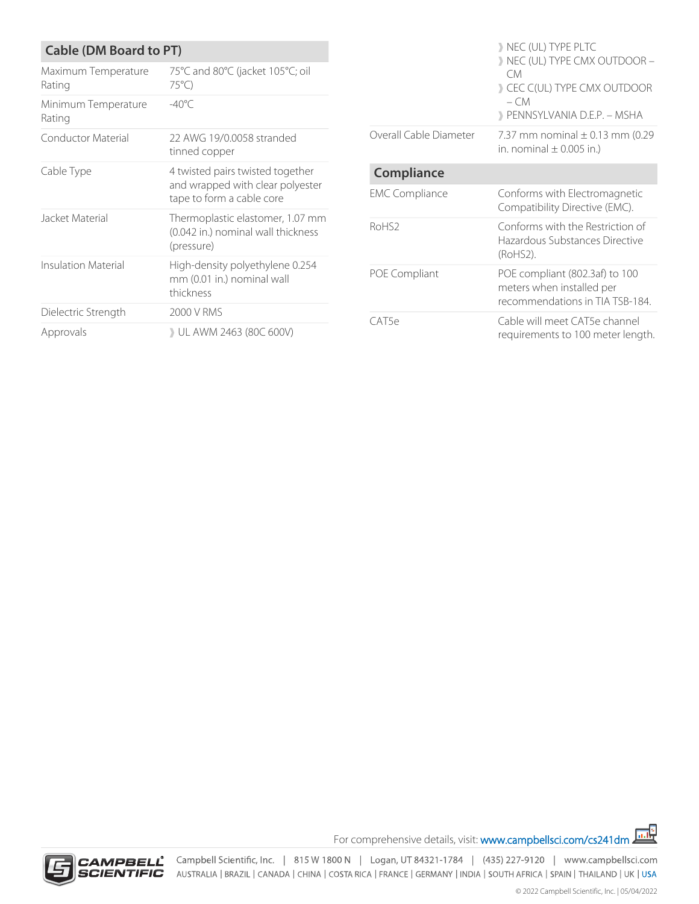## Cable (DM Board to PT)

| | |
|---|---|
| Maximum Temperature Rating | 75°C and 80°C (jacket 105°C; oil 75°C) |
| Minimum Temperature Rating | -40°C |
| Conductor Material | 22 AWG 19/0.0058 stranded tinned copper |
| Cable Type | 4 twisted pairs twisted together and wrapped with clear polyester tape to form a cable core |
| Jacket Material | Thermoplastic elastomer, 1.07 mm (0.042 in.) nominal wall thickness (pressure) |
| Insulation Material | High-density polyethylene 0.254 mm (0.01 in.) nominal wall thickness |
| Dielectric Strength | 2000 V RMS |
| Approvals | › UL AWM 2463 (80C 600V)<br>› NEC (UL) TYPE PLTC<br>› NEC (UL) TYPE CMX OUTDOOR – CM<br>› CEC C(UL) TYPE CMX OUTDOOR – CM<br>› PENNSYLVANIA D.E.P. – MSHA |
| Overall Cable Diameter | 7.37 mm nominal ± 0.13 mm (0.29 in. nominal ± 0.005 in.) |

## Compliance

| | |
|---|---|
| EMC Compliance | Conforms with Electromagnetic Compatibility Directive (EMC). |
| RoHS2 | Conforms with the Restriction of Hazardous Substances Directive (RoHS2). |
| POE Compliant | POE compliant (802.3af) to 100 meters when installed per recommendations in TIA TSB-184. |
| CAT5e | Cable will meet CAT5e channel requirements to 100 meter length. |

For comprehensive details, visit: www.campbellsci.com/cs241dm

Campbell Scientific, Inc. | 815 W 1800 N | Logan, UT 84321-1784 | (435) 227-9120 | www.campbellsci.com

AUSTRALIA | BRAZIL | CANADA | CHINA | COSTA RICA | FRANCE | GERMANY | INDIA | SOUTH AFRICA | SPAIN | THAILAND | UK | USA

© 2022 Campbell Scientific, Inc. | 05/04/2022